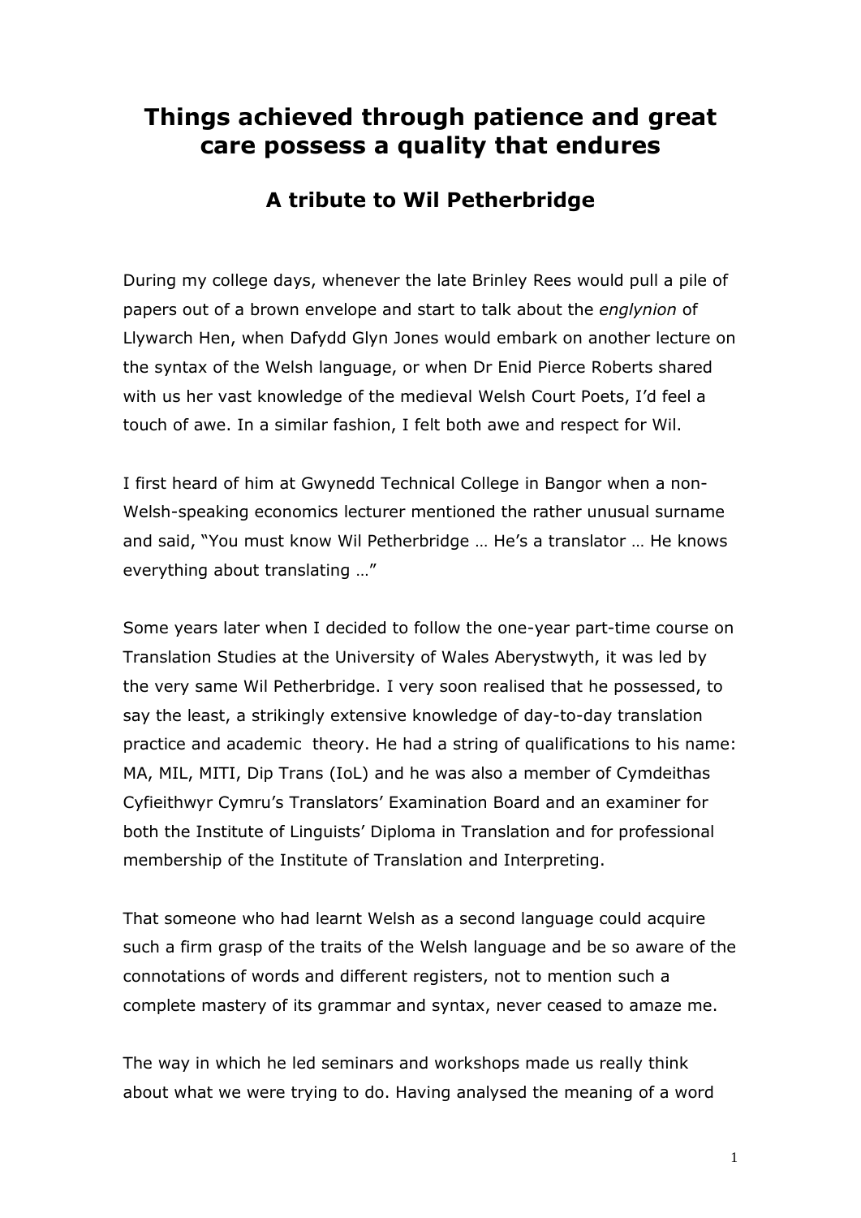# Things achieved through patience and great care possess a quality that endures

## A tribute to Wil Petherbridge

During my college days, whenever the late Brinley Rees would pull a pile of papers out of a brown envelope and start to talk about the *englynion* of Llywarch Hen, when Dafydd Glyn Jones would embark on another lecture on the syntax of the Welsh language, or when Dr Enid Pierce Roberts shared with us her vast knowledge of the medieval Welsh Court Poets, I'd feel a touch of awe. In a similar fashion, I felt both awe and respect for Wil.

I first heard of him at Gwynedd Technical College in Bangor when a non-Welsh-speaking economics lecturer mentioned the rather unusual surname and said, "You must know Wil Petherbridge … He's a translator … He knows everything about translating …"

Some years later when I decided to follow the one-year part-time course on Translation Studies at the University of Wales Aberystwyth, it was led by the very same Wil Petherbridge. I very soon realised that he possessed, to say the least, a strikingly extensive knowledge of day-to-day translation practice and academic theory. He had a string of qualifications to his name: MA, MIL, MITI, Dip Trans (IoL) and he was also a member of Cymdeithas Cyfieithwyr Cymru's Translators' Examination Board and an examiner for both the Institute of Linguists' Diploma in Translation and for professional membership of the Institute of Translation and Interpreting.

That someone who had learnt Welsh as a second language could acquire such a firm grasp of the traits of the Welsh language and be so aware of the connotations of words and different registers, not to mention such a complete mastery of its grammar and syntax, never ceased to amaze me.

The way in which he led seminars and workshops made us really think about what we were trying to do. Having analysed the meaning of a word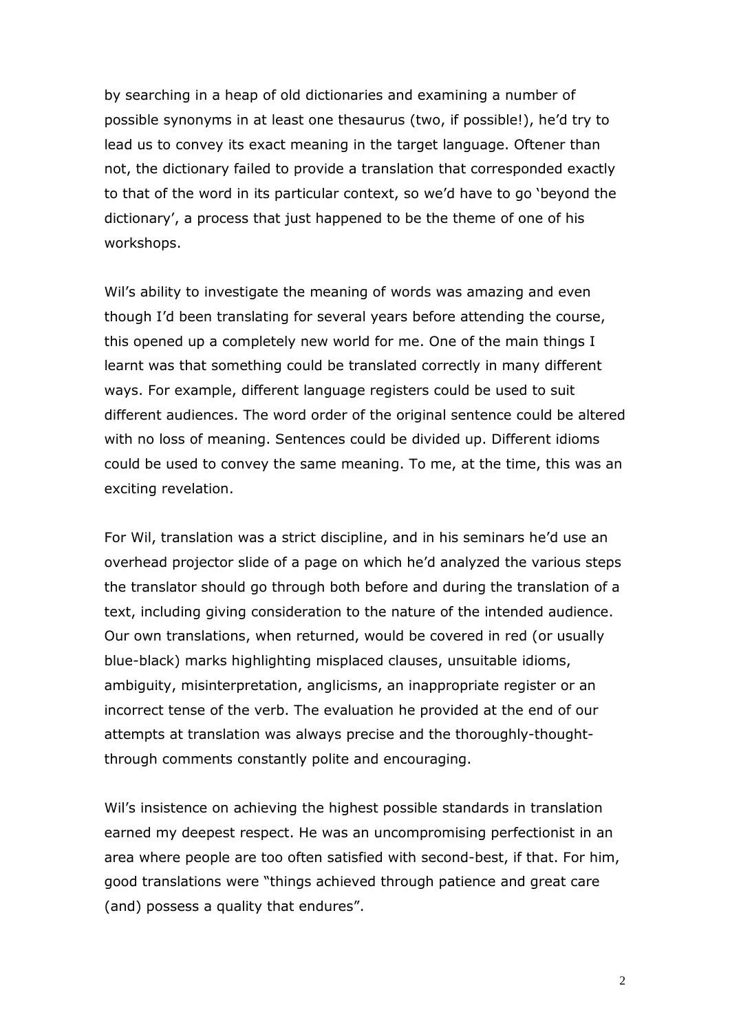by searching in a heap of old dictionaries and examining a number of possible synonyms in at least one thesaurus (two, if possible!), he'd try to lead us to convey its exact meaning in the target language. Oftener than not, the dictionary failed to provide a translation that corresponded exactly to that of the word in its particular context, so we'd have to go 'beyond the dictionary', a process that just happened to be the theme of one of his workshops.

Wil's ability to investigate the meaning of words was amazing and even though I'd been translating for several years before attending the course, this opened up a completely new world for me. One of the main things I learnt was that something could be translated correctly in many different ways. For example, different language registers could be used to suit different audiences. The word order of the original sentence could be altered with no loss of meaning. Sentences could be divided up. Different idioms could be used to convey the same meaning. To me, at the time, this was an exciting revelation.

For Wil, translation was a strict discipline, and in his seminars he'd use an overhead projector slide of a page on which he'd analyzed the various steps the translator should go through both before and during the translation of a text, including giving consideration to the nature of the intended audience. Our own translations, when returned, would be covered in red (or usually blue-black) marks highlighting misplaced clauses, unsuitable idioms, ambiguity, misinterpretation, anglicisms, an inappropriate register or an incorrect tense of the verb. The evaluation he provided at the end of our attempts at translation was always precise and the thoroughly-thought-through comments constantly polite and encouraging.

Wil's insistence on achieving the highest possible standards in translation earned my deepest respect. He was an uncompromising perfectionist in an area where people are too often satisfied with second-best, if that. For him, good translations were "things achieved through patience and great care (and) possess a quality that endures".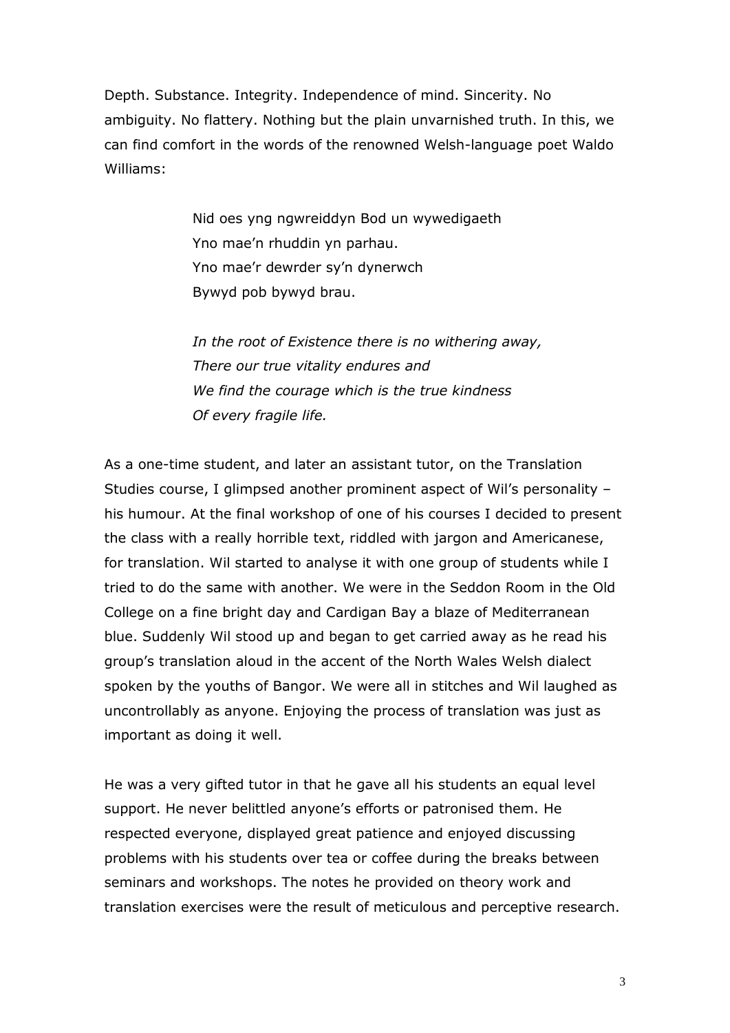Depth. Substance. Integrity. Independence of mind. Sincerity. No ambiguity. No flattery. Nothing but the plain unvarnished truth. In this, we can find comfort in the words of the renowned Welsh-language poet Waldo Williams:

> Nid oes yng ngwreiddyn Bod un wywedigaeth  
> Yno mae'n rhuddin yn parhau.  
> Yno mae'r dewrder sy'n dynerwch  
> Bywyd pob bywyd brau.
>
> *In the root of Existence there is no withering away,*  
> *There our true vitality endures and*  
> *We find the courage which is the true kindness*  
> *Of every fragile life.*

As a one-time student, and later an assistant tutor, on the Translation Studies course, I glimpsed another prominent aspect of Wil's personality – his humour. At the final workshop of one of his courses I decided to present the class with a really horrible text, riddled with jargon and Americanese, for translation. Wil started to analyse it with one group of students while I tried to do the same with another. We were in the Seddon Room in the Old College on a fine bright day and Cardigan Bay a blaze of Mediterranean blue. Suddenly Wil stood up and began to get carried away as he read his group's translation aloud in the accent of the North Wales Welsh dialect spoken by the youths of Bangor. We were all in stitches and Wil laughed as uncontrollably as anyone. Enjoying the process of translation was just as important as doing it well.

He was a very gifted tutor in that he gave all his students an equal level support. He never belittled anyone's efforts or patronised them. He respected everyone, displayed great patience and enjoyed discussing problems with his students over tea or coffee during the breaks between seminars and workshops. The notes he provided on theory work and translation exercises were the result of meticulous and perceptive research.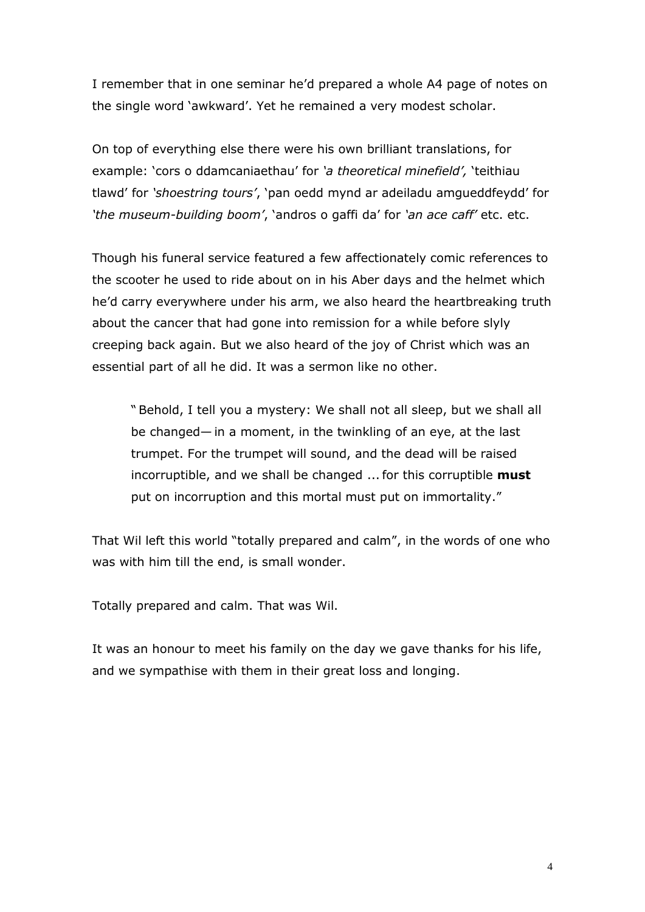I remember that in one seminar he'd prepared a whole A4 page of notes on the single word 'awkward'. Yet he remained a very modest scholar.

On top of everything else there were his own brilliant translations, for example: 'cors o ddamcaniaethau' for *'a theoretical minefield',* 'teithiau tlawd' for *'shoestring tours'*, 'pan oedd mynd ar adeiladu amgueddfeydd' for *'the museum-building boom'*, 'andros o gaffi da' for *'an ace caff'* etc. etc.

Though his funeral service featured a few affectionately comic references to the scooter he used to ride about on in his Aber days and the helmet which he'd carry everywhere under his arm, we also heard the heartbreaking truth about the cancer that had gone into remission for a while before slyly creeping back again. But we also heard of the joy of Christ which was an essential part of all he did. It was a sermon like no other.

> " Behold, I tell you a mystery: We shall not all sleep, but we shall all be changed— in a moment, in the twinkling of an eye, at the last trumpet. For the trumpet will sound, and the dead will be raised incorruptible, and we shall be changed ... for this corruptible **must** put on incorruption and this mortal must put on immortality."

That Wil left this world "totally prepared and calm", in the words of one who was with him till the end, is small wonder.

Totally prepared and calm. That was Wil.

It was an honour to meet his family on the day we gave thanks for his life, and we sympathise with them in their great loss and longing.